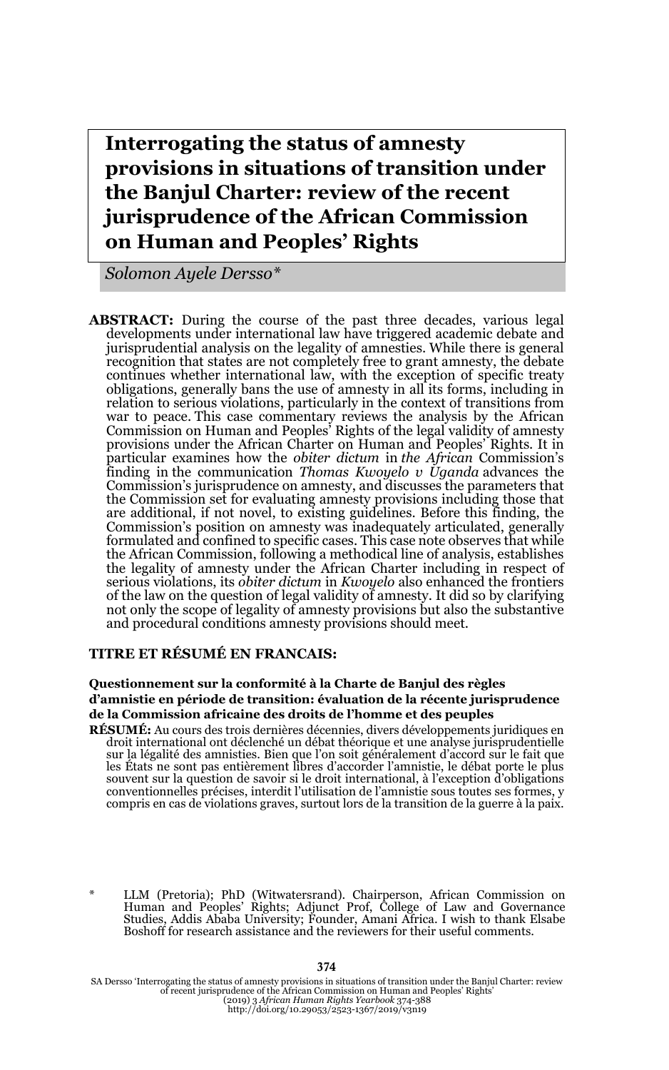# Interrogating the status of amnesty provisions in situations of transition under the Banjul Charter: review of the recent jurisprudence of the African Commission on Human and Peoples' Rights

*Solomon Ayele Dersso\**

**ABSTRACT:** During the course of the past three decades, various legal developments under international law have triggered academic debate and jurisprudential analysis on the legality of amnesties. While there is general recognition that states are not completely free to grant amnesty, the debate continues whether international law, with the exception of specific treaty obligations, generally bans the use of amnesty in all its forms, including in relation to serious violations, particularly in the context of transitions from war to peace. This case commentary reviews the analysis by the African Commission on Human and Peoples' Rights of the legal validity of amnesty provisions under the African Charter on Human and Peoples' Rights. It in particular examines how the *obiter dictum* in *the African* Commission's finding in the communication *Thomas Kwoyelo v Uganda* advances the Commission's jurisprudence on amnesty, and discusses the parameters that the Commission set for evaluating amnesty provisions including those that are additional, if not novel, to existing guidelines. Before this finding, the Commission's position on amnesty was inadequately articulated, generally formulated and confined to specific cases. This case note observes that while the African Commission, following a methodical line of analysis, establishes the legality of amnesty under the African Charter including in respect of serious violations, its *obiter dictum* in *Kwoyelo* also enhanced the frontiers of the law on the question of legal validity of amnesty. It did so by clarifying not only the scope of legality of amnesty provisions but also the substantive and procedural conditions amnesty provisions should meet.

**TITRE ET RÉSUMÉ EN FRANCAIS:**

**Questionnement sur la conformité à la Charte de Banjul des règles d'amnistie en période de transition: évaluation de la récente jurisprudence de la Commission africaine des droits de l'homme et des peuples**

**RÉSUMÉ:** Au cours des trois dernières décennies, divers développements juridiques en droit international ont déclenché un débat théorique et une analyse jurisprudentielle sur la légalité des amnisties. Bien que l'on soit généralement d'accord sur le fait que les États ne sont pas entièrement libres d'accorder l'amnistie, le débat porte le plus souvent sur la question de savoir si le droit international, à l'exception d'obligations conventionnelles précises, interdit l'utilisation de l'amnistie sous toutes ses formes, y compris en cas de violations graves, surtout lors de la transition de la guerre à la paix.

\* LLM (Pretoria); PhD (Witwatersrand). Chairperson, African Commission on Human and Peoples' Rights; Adjunct Prof, College of Law and Governance Studies, Addis Ababa University; Founder, Amani Africa. I wish to thank Elsabe Boshoff for research assistance and the reviewers for their useful comments.

SA Dersso 'Interrogating the status of amnesty provisions in situations of transition under the Banjul Charter: review of recent jurisprudence of the African Commission on Human and Peoples' Rights' (2019) 3 *African Human Rights Yearbook* 374-388
http://doi.org/10.29053/2523-1367/2019/v3n19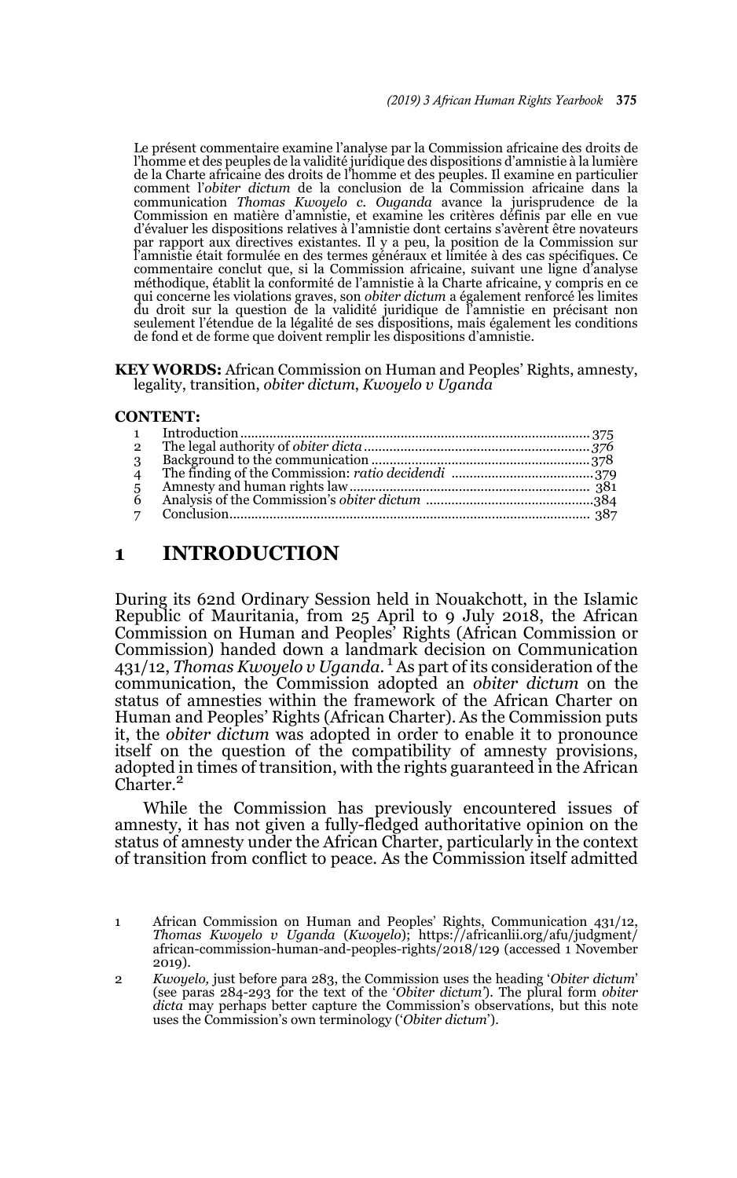Le présent commentaire examine l'analyse par la Commission africaine des droits de l'homme et des peuples de la validité juridique des dispositions d'amnistie à la lumière de la Charte africaine des droits de l'homme et des peuples. Il examine en particulier comment l'*obiter dictum* de la conclusion de la Commission africaine dans la communication *Thomas Kwoyelo c. Ouganda* avance la jurisprudence de la Commission en matière d'amnistie, et examine les critères définis par elle en vue d'évaluer les dispositions relatives à l'amnistie dont certains s'avèrent être novateurs par rapport aux directives existantes. Il y a peu, la position de la Commission sur l'amnistie était formulée en des termes généraux et limitée à des cas spécifiques. Ce commentaire conclut que, si la Commission africaine, suivant une ligne d'analyse méthodique, établit la conformité de l'amnistie à la Charte africaine, y compris en ce qui concerne les violations graves, son *obiter dictum* a également renforcé les limites du droit sur la question de la validité juridique de l'amnistie en précisant non seulement l'étendue de la légalité de ses dispositions, mais également les conditions de fond et de forme que doivent remplir les dispositions d'amnistie.

**KEY WORDS:** African Commission on Human and Peoples' Rights, amnesty, legality, transition, *obiter dictum*, *Kwoyelo v Uganda*

**CONTENT:**

1. Introduction ... 375
2. The legal authority of *obiter dicta* ... *376*
3. Background to the communication ... 378
4. The finding of the Commission: *ratio decidendi* ... 379
5. Amnesty and human rights law ... 381
6. Analysis of the Commission's *obiter dictum* ... 384
7. Conclusion ... 387

# 1 INTRODUCTION

During its 62nd Ordinary Session held in Nouakchott, in the Islamic Republic of Mauritania, from 25 April to 9 July 2018, the African Commission on Human and Peoples' Rights (African Commission or Commission) handed down a landmark decision on Communication 431/12, *Thomas Kwoyelo v Uganda*.[1] As part of its consideration of the communication, the Commission adopted an *obiter dictum* on the status of amnesties within the framework of the African Charter on Human and Peoples' Rights (African Charter). As the Commission puts it, the *obiter dictum* was adopted in order to enable it to pronounce itself on the question of the compatibility of amnesty provisions, adopted in times of transition, with the rights guaranteed in the African Charter.[2]

While the Commission has previously encountered issues of amnesty, it has not given a fully-fledged authoritative opinion on the status of amnesty under the African Charter, particularly in the context of transition from conflict to peace. As the Commission itself admitted

---

1 African Commission on Human and Peoples' Rights, Communication 431/12, *Thomas Kwoyelo v Uganda* (*Kwoyelo*); https://africanlii.org/afu/judgment/african-commission-human-and-peoples-rights/2018/129 (accessed 1 November 2019).

2 *Kwoyelo,* just before para 283, the Commission uses the heading '*Obiter dictum*' (see paras 284-293 for the text of the '*Obiter dictum*'). The plural form *obiter dicta* may perhaps better capture the Commission's observations, but this note uses the Commission's own terminology ('*Obiter dictum*').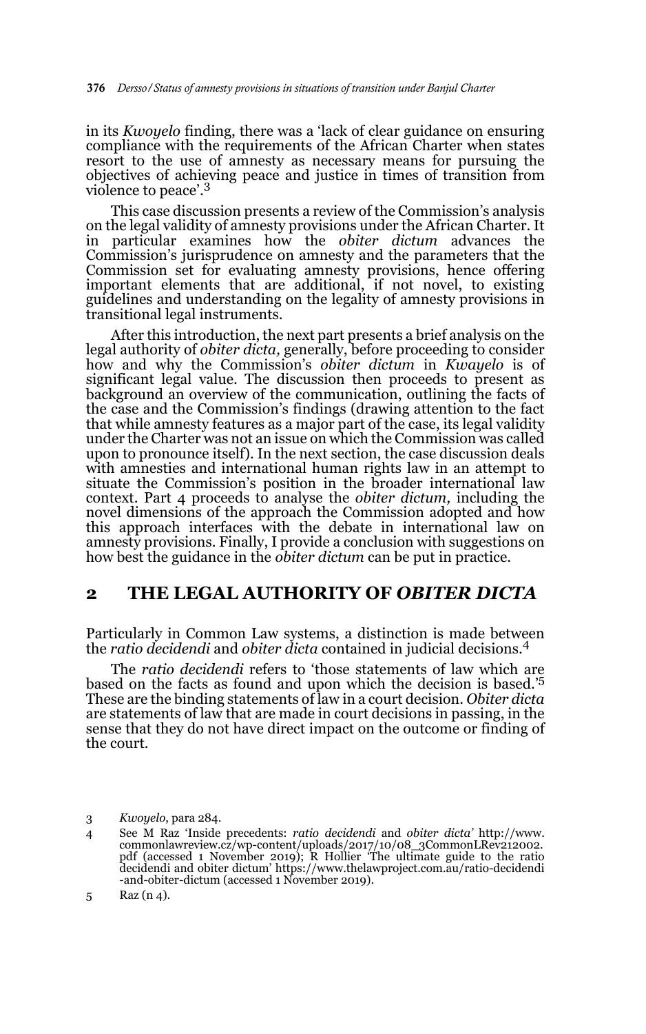in its *Kwoyelo* finding, there was a 'lack of clear guidance on ensuring compliance with the requirements of the African Charter when states resort to the use of amnesty as necessary means for pursuing the objectives of achieving peace and justice in times of transition from violence to peace'.[3]

This case discussion presents a review of the Commission's analysis on the legal validity of amnesty provisions under the African Charter. It in particular examines how the *obiter dictum* advances the Commission's jurisprudence on amnesty and the parameters that the Commission set for evaluating amnesty provisions, hence offering important elements that are additional, if not novel, to existing guidelines and understanding on the legality of amnesty provisions in transitional legal instruments.

After this introduction, the next part presents a brief analysis on the legal authority of *obiter dicta,* generally, before proceeding to consider how and why the Commission's *obiter dictum* in *Kwayelo* is of significant legal value. The discussion then proceeds to present as background an overview of the communication, outlining the facts of the case and the Commission's findings (drawing attention to the fact that while amnesty features as a major part of the case, its legal validity under the Charter was not an issue on which the Commission was called upon to pronounce itself). In the next section, the case discussion deals with amnesties and international human rights law in an attempt to situate the Commission's position in the broader international law context. Part 4 proceeds to analyse the *obiter dictum,* including the novel dimensions of the approach the Commission adopted and how this approach interfaces with the debate in international law on amnesty provisions. Finally, I provide a conclusion with suggestions on how best the guidance in the *obiter dictum* can be put in practice.

## 2 THE LEGAL AUTHORITY OF *OBITER DICTA*

Particularly in Common Law systems, a distinction is made between the *ratio decidendi* and *obiter dicta* contained in judicial decisions.[4]

The *ratio decidendi* refers to 'those statements of law which are based on the facts as found and upon which the decision is based.'[5] These are the binding statements of law in a court decision. *Obiter dicta* are statements of law that are made in court decisions in passing, in the sense that they do not have direct impact on the outcome or finding of the court.

---

3 *Kwoyelo*, para 284.

4 See M Raz 'Inside precedents: *ratio decidendi* and *obiter dicta*' http://www.commonlawreview.cz/wp-content/uploads/2017/10/08_3CommonLRev212002.pdf (accessed 1 November 2019); R Hollier 'The ultimate guide to the ratio decidendi and obiter dictum' https://www.thelawproject.com.au/ratio-decidendi-and-obiter-dictum (accessed 1 November 2019).

5 Raz (n 4).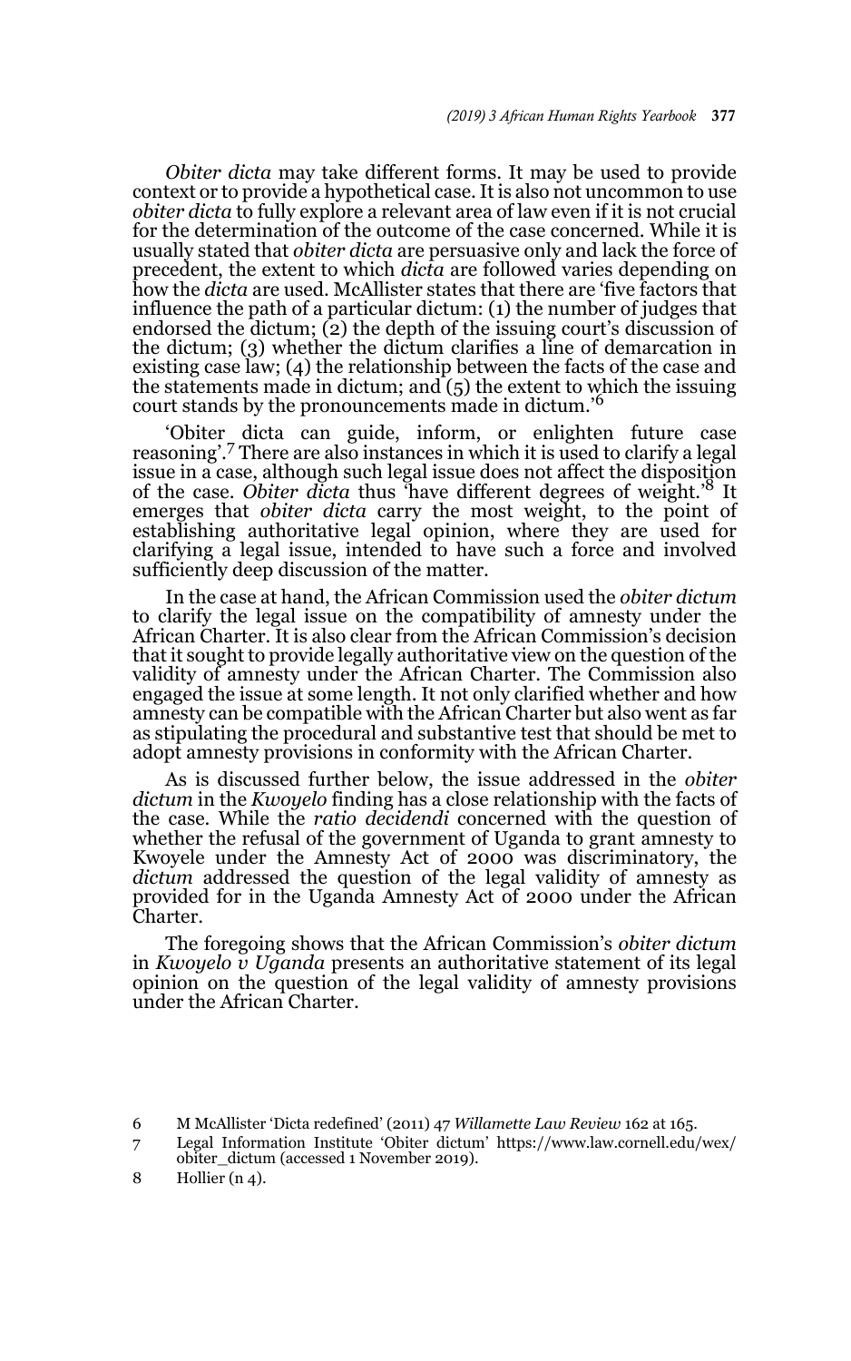*Obiter dicta* may take different forms. It may be used to provide context or to provide a hypothetical case. It is also not uncommon to use *obiter dicta* to fully explore a relevant area of law even if it is not crucial for the determination of the outcome of the case concerned. While it is usually stated that *obiter dicta* are persuasive only and lack the force of precedent, the extent to which *dicta* are followed varies depending on how the *dicta* are used. McAllister states that there are 'five factors that influence the path of a particular dictum: (1) the number of judges that endorsed the dictum; (2) the depth of the issuing court's discussion of the dictum; (3) whether the dictum clarifies a line of demarcation in existing case law; (4) the relationship between the facts of the case and the statements made in dictum; and (5) the extent to which the issuing court stands by the pronouncements made in dictum.'[6]

'Obiter dicta can guide, inform, or enlighten future case reasoning'.[7] There are also instances in which it is used to clarify a legal issue in a case, although such legal issue does not affect the disposition of the case. *Obiter dicta* thus 'have different degrees of weight.'[8] It emerges that *obiter dicta* carry the most weight, to the point of establishing authoritative legal opinion, where they are used for clarifying a legal issue, intended to have such a force and involved sufficiently deep discussion of the matter.

In the case at hand, the African Commission used the *obiter dictum* to clarify the legal issue on the compatibility of amnesty under the African Charter. It is also clear from the African Commission's decision that it sought to provide legally authoritative view on the question of the validity of amnesty under the African Charter. The Commission also engaged the issue at some length. It not only clarified whether and how amnesty can be compatible with the African Charter but also went as far as stipulating the procedural and substantive test that should be met to adopt amnesty provisions in conformity with the African Charter.

As is discussed further below, the issue addressed in the *obiter dictum* in the *Kwoyelo* finding has a close relationship with the facts of the case. While the *ratio decidendi* concerned with the question of whether the refusal of the government of Uganda to grant amnesty to Kwoyele under the Amnesty Act of 2000 was discriminatory, the *dictum* addressed the question of the legal validity of amnesty as provided for in the Uganda Amnesty Act of 2000 under the African Charter.

The foregoing shows that the African Commission's *obiter dictum* in *Kwoyelo v Uganda* presents an authoritative statement of its legal opinion on the question of the legal validity of amnesty provisions under the African Charter.

---

6 M McAllister 'Dicta redefined' (2011) 47 *Willamette Law Review* 162 at 165.

7 Legal Information Institute 'Obiter dictum' https://www.law.cornell.edu/wex/obiter_dictum (accessed 1 November 2019).

8 Hollier (n 4).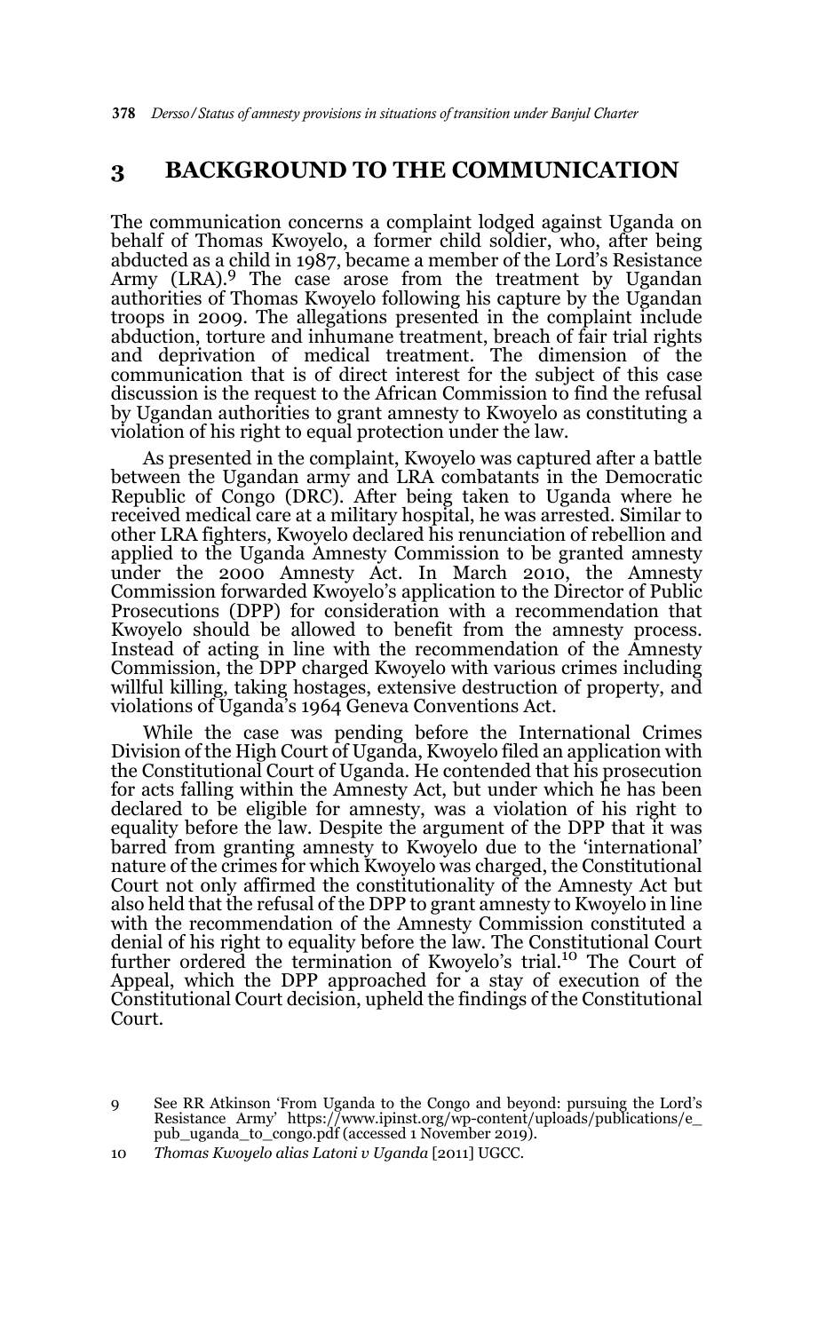## 3 BACKGROUND TO THE COMMUNICATION

The communication concerns a complaint lodged against Uganda on behalf of Thomas Kwoyelo, a former child soldier, who, after being abducted as a child in 1987, became a member of the Lord's Resistance Army (LRA).[9] The case arose from the treatment by Ugandan authorities of Thomas Kwoyelo following his capture by the Ugandan troops in 2009. The allegations presented in the complaint include abduction, torture and inhumane treatment, breach of fair trial rights and deprivation of medical treatment. The dimension of the communication that is of direct interest for the subject of this case discussion is the request to the African Commission to find the refusal by Ugandan authorities to grant amnesty to Kwoyelo as constituting a violation of his right to equal protection under the law.

As presented in the complaint, Kwoyelo was captured after a battle between the Ugandan army and LRA combatants in the Democratic Republic of Congo (DRC). After being taken to Uganda where he received medical care at a military hospital, he was arrested. Similar to other LRA fighters, Kwoyelo declared his renunciation of rebellion and applied to the Uganda Amnesty Commission to be granted amnesty under the 2000 Amnesty Act. In March 2010, the Amnesty Commission forwarded Kwoyelo's application to the Director of Public Prosecutions (DPP) for consideration with a recommendation that Kwoyelo should be allowed to benefit from the amnesty process. Instead of acting in line with the recommendation of the Amnesty Commission, the DPP charged Kwoyelo with various crimes including willful killing, taking hostages, extensive destruction of property, and violations of Uganda's 1964 Geneva Conventions Act.

While the case was pending before the International Crimes Division of the High Court of Uganda, Kwoyelo filed an application with the Constitutional Court of Uganda. He contended that his prosecution for acts falling within the Amnesty Act, but under which he has been declared to be eligible for amnesty, was a violation of his right to equality before the law. Despite the argument of the DPP that it was barred from granting amnesty to Kwoyelo due to the 'international' nature of the crimes for which Kwoyelo was charged, the Constitutional Court not only affirmed the constitutionality of the Amnesty Act but also held that the refusal of the DPP to grant amnesty to Kwoyelo in line with the recommendation of the Amnesty Commission constituted a denial of his right to equality before the law. The Constitutional Court further ordered the termination of Kwoyelo's trial.[10] The Court of Appeal, which the DPP approached for a stay of execution of the Constitutional Court decision, upheld the findings of the Constitutional Court.

9 See RR Atkinson 'From Uganda to the Congo and beyond: pursuing the Lord's Resistance Army' https://www.ipinst.org/wp-content/uploads/publications/e_pub_uganda_to_congo.pdf (accessed 1 November 2019).

10 *Thomas Kwoyelo alias Latoni v Uganda* [2011] UGCC.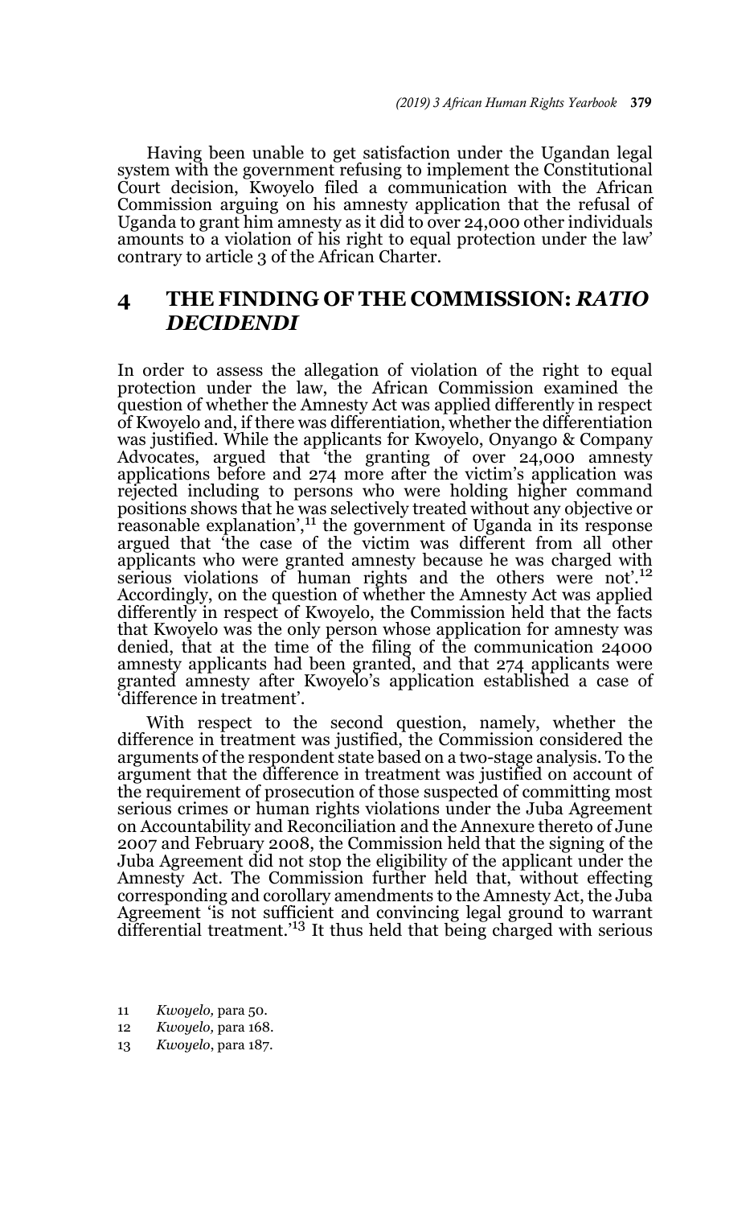Having been unable to get satisfaction under the Ugandan legal system with the government refusing to implement the Constitutional Court decision, Kwoyelo filed a communication with the African Commission arguing on his amnesty application that the refusal of Uganda to grant him amnesty as it did to over 24,000 other individuals amounts to a violation of his right to equal protection under the law' contrary to article 3 of the African Charter.

## 4 THE FINDING OF THE COMMISSION: *RATIO DECIDENDI*

In order to assess the allegation of violation of the right to equal protection under the law, the African Commission examined the question of whether the Amnesty Act was applied differently in respect of Kwoyelo and, if there was differentiation, whether the differentiation was justified. While the applicants for Kwoyelo, Onyango & Company Advocates, argued that 'the granting of over 24,000 amnesty applications before and 274 more after the victim's application was rejected including to persons who were holding higher command positions shows that he was selectively treated without any objective or reasonable explanation',[11] the government of Uganda in its response argued that 'the case of the victim was different from all other applicants who were granted amnesty because he was charged with serious violations of human rights and the others were not'.[12] Accordingly, on the question of whether the Amnesty Act was applied differently in respect of Kwoyelo, the Commission held that the facts that Kwoyelo was the only person whose application for amnesty was denied, that at the time of the filing of the communication 24000 amnesty applicants had been granted, and that 274 applicants were granted amnesty after Kwoyelo's application established a case of 'difference in treatment'.

With respect to the second question, namely, whether the difference in treatment was justified, the Commission considered the arguments of the respondent state based on a two-stage analysis. To the argument that the difference in treatment was justified on account of the requirement of prosecution of those suspected of committing most serious crimes or human rights violations under the Juba Agreement on Accountability and Reconciliation and the Annexure thereto of June 2007 and February 2008, the Commission held that the signing of the Juba Agreement did not stop the eligibility of the applicant under the Amnesty Act. The Commission further held that, without effecting corresponding and corollary amendments to the Amnesty Act, the Juba Agreement 'is not sufficient and convincing legal ground to warrant differential treatment.'[13] It thus held that being charged with serious

11 *Kwoyelo,* para 50.

12 *Kwoyelo,* para 168.

13 *Kwoyelo*, para 187.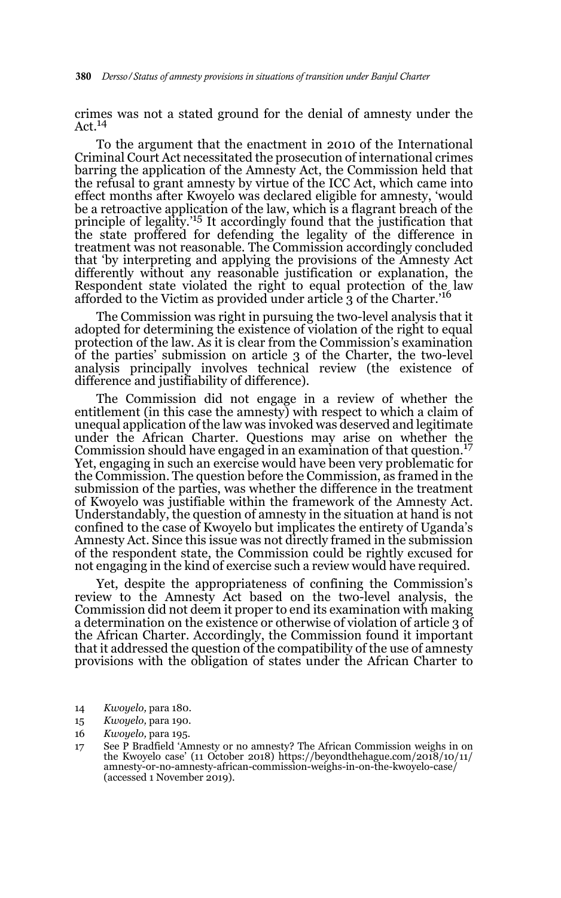crimes was not a stated ground for the denial of amnesty under the Act.[14]

To the argument that the enactment in 2010 of the International Criminal Court Act necessitated the prosecution of international crimes barring the application of the Amnesty Act, the Commission held that the refusal to grant amnesty by virtue of the ICC Act, which came into effect months after Kwoyelo was declared eligible for amnesty, 'would be a retroactive application of the law, which is a flagrant breach of the principle of legality.'[15] It accordingly found that the justification that the state proffered for defending the legality of the difference in treatment was not reasonable. The Commission accordingly concluded that 'by interpreting and applying the provisions of the Amnesty Act differently without any reasonable justification or explanation, the Respondent state violated the right to equal protection of the law afforded to the Victim as provided under article 3 of the Charter.'[16]

The Commission was right in pursuing the two-level analysis that it adopted for determining the existence of violation of the right to equal protection of the law. As it is clear from the Commission's examination of the parties' submission on article 3 of the Charter, the two-level analysis principally involves technical review (the existence of difference and justifiability of difference).

The Commission did not engage in a review of whether the entitlement (in this case the amnesty) with respect to which a claim of unequal application of the law was invoked was deserved and legitimate under the African Charter. Questions may arise on whether the Commission should have engaged in an examination of that question.[17] Yet, engaging in such an exercise would have been very problematic for the Commission. The question before the Commission, as framed in the submission of the parties, was whether the difference in the treatment of Kwoyelo was justifiable within the framework of the Amnesty Act. Understandably, the question of amnesty in the situation at hand is not confined to the case of Kwoyelo but implicates the entirety of Uganda's Amnesty Act. Since this issue was not directly framed in the submission of the respondent state, the Commission could be rightly excused for not engaging in the kind of exercise such a review would have required.

Yet, despite the appropriateness of confining the Commission's review to the Amnesty Act based on the two-level analysis, the Commission did not deem it proper to end its examination with making a determination on the existence or otherwise of violation of article 3 of the African Charter. Accordingly, the Commission found it important that it addressed the question of the compatibility of the use of amnesty provisions with the obligation of states under the African Charter to

14 *Kwoyelo,* para 180.

15 *Kwoyelo,* para 190.

16 *Kwoyelo,* para 195.

17 See P Bradfield 'Amnesty or no amnesty? The African Commission weighs in on the Kwoyelo case' (11 October 2018) https://beyondthehague.com/2018/10/11/amnesty-or-no-amnesty-african-commission-weighs-in-on-the-kwoyelo-case/ (accessed 1 November 2019).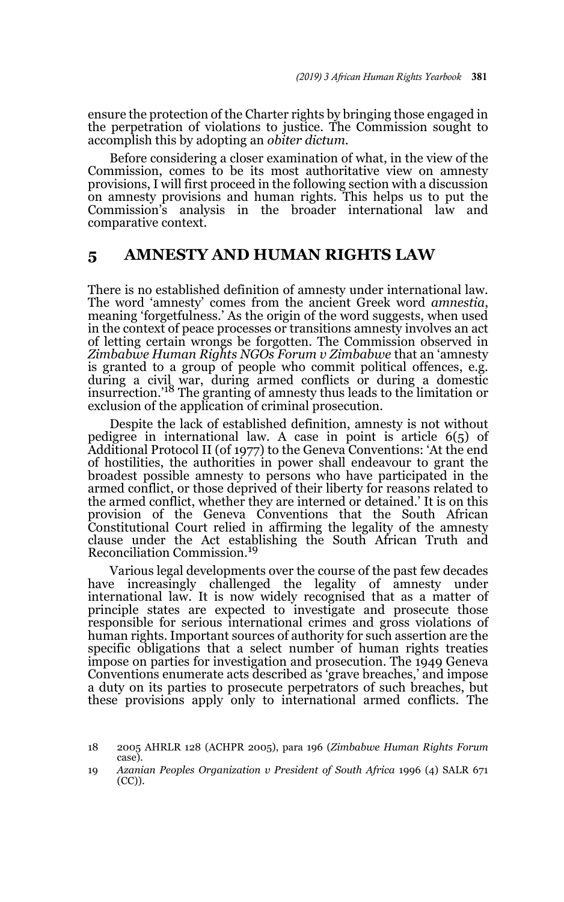ensure the protection of the Charter rights by bringing those engaged in the perpetration of violations to justice. The Commission sought to accomplish this by adopting an *obiter dictum.*

Before considering a closer examination of what, in the view of the Commission, comes to be its most authoritative view on amnesty provisions, I will first proceed in the following section with a discussion on amnesty provisions and human rights. This helps us to put the Commission's analysis in the broader international law and comparative context.

## 5 AMNESTY AND HUMAN RIGHTS LAW

There is no established definition of amnesty under international law. The word 'amnesty' comes from the ancient Greek word *amnestia*, meaning 'forgetfulness.' As the origin of the word suggests, when used in the context of peace processes or transitions amnesty involves an act of letting certain wrongs be forgotten. The Commission observed in *Zimbabwe Human Rights NGOs Forum v Zimbabwe* that an 'amnesty is granted to a group of people who commit political offences, e.g. during a civil war, during armed conflicts or during a domestic insurrection.'[18] The granting of amnesty thus leads to the limitation or exclusion of the application of criminal prosecution.

Despite the lack of established definition, amnesty is not without pedigree in international law. A case in point is article 6(5) of Additional Protocol II (of 1977) to the Geneva Conventions: 'At the end of hostilities, the authorities in power shall endeavour to grant the broadest possible amnesty to persons who have participated in the armed conflict, or those deprived of their liberty for reasons related to the armed conflict, whether they are interned or detained.' It is on this provision of the Geneva Conventions that the South African Constitutional Court relied in affirming the legality of the amnesty clause under the Act establishing the South African Truth and Reconciliation Commission.[19]

Various legal developments over the course of the past few decades have increasingly challenged the legality of amnesty under international law. It is now widely recognised that as a matter of principle states are expected to investigate and prosecute those responsible for serious international crimes and gross violations of human rights. Important sources of authority for such assertion are the specific obligations that a select number of human rights treaties impose on parties for investigation and prosecution. The 1949 Geneva Conventions enumerate acts described as 'grave breaches,' and impose a duty on its parties to prosecute perpetrators of such breaches, but these provisions apply only to international armed conflicts. The

18 2005 AHRLR 128 (ACHPR 2005), para 196 (*Zimbabwe Human Rights Forum* case).

19 *Azanian Peoples Organization v President of South Africa* 1996 (4) SALR 671 (CC)).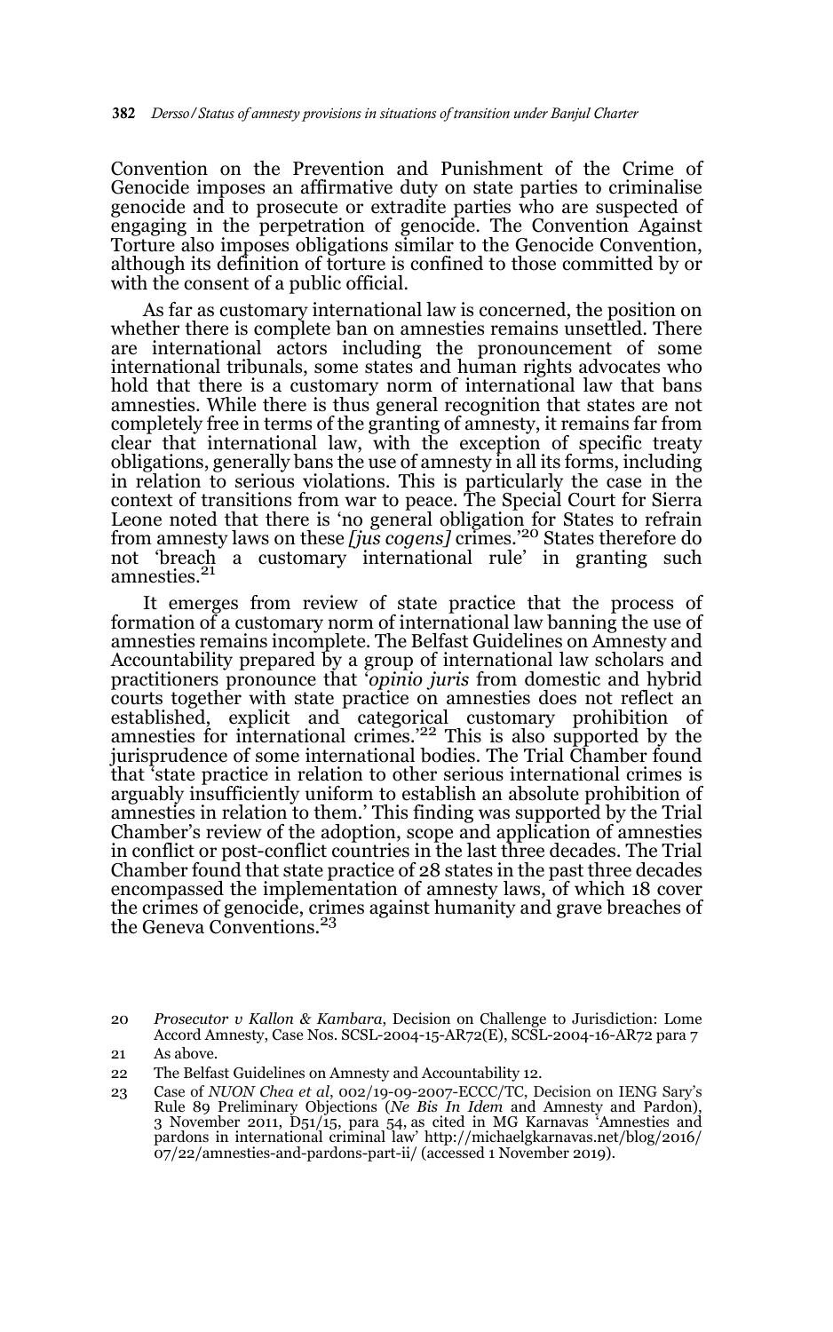Convention on the Prevention and Punishment of the Crime of Genocide imposes an affirmative duty on state parties to criminalise genocide and to prosecute or extradite parties who are suspected of engaging in the perpetration of genocide. The Convention Against Torture also imposes obligations similar to the Genocide Convention, although its definition of torture is confined to those committed by or with the consent of a public official.

As far as customary international law is concerned, the position on whether there is complete ban on amnesties remains unsettled. There are international actors including the pronouncement of some international tribunals, some states and human rights advocates who hold that there is a customary norm of international law that bans amnesties. While there is thus general recognition that states are not completely free in terms of the granting of amnesty, it remains far from clear that international law, with the exception of specific treaty obligations, generally bans the use of amnesty in all its forms, including in relation to serious violations. This is particularly the case in the context of transitions from war to peace. The Special Court for Sierra Leone noted that there is 'no general obligation for States to refrain from amnesty laws on these *[jus cogens]* crimes.'[20] States therefore do not 'breach a customary international rule' in granting such amnesties.[21]

It emerges from review of state practice that the process of formation of a customary norm of international law banning the use of amnesties remains incomplete. The Belfast Guidelines on Amnesty and Accountability prepared by a group of international law scholars and practitioners pronounce that '*opinio juris* from domestic and hybrid courts together with state practice on amnesties does not reflect an established, explicit and categorical customary prohibition of amnesties for international crimes.'[22] This is also supported by the jurisprudence of some international bodies. The Trial Chamber found that 'state practice in relation to other serious international crimes is arguably insufficiently uniform to establish an absolute prohibition of amnesties in relation to them.' This finding was supported by the Trial Chamber's review of the adoption, scope and application of amnesties in conflict or post-conflict countries in the last three decades. The Trial Chamber found that state practice of 28 states in the past three decades encompassed the implementation of amnesty laws, of which 18 cover the crimes of genocide, crimes against humanity and grave breaches of the Geneva Conventions.[23]

20 *Prosecutor v Kallon & Kambara*, Decision on Challenge to Jurisdiction: Lome Accord Amnesty, Case Nos. SCSL-2004-15-AR72(E), SCSL-2004-16-AR72 para 7

21 As above.

22 The Belfast Guidelines on Amnesty and Accountability 12.

23 Case of *NUON Chea et al*, 002/19-09-2007-ECCC/TC, Decision on IENG Sary's Rule 89 Preliminary Objections (*Ne Bis In Idem* and Amnesty and Pardon), 3 November 2011, D51/15, para 54, as cited in MG Karnavas 'Amnesties and pardons in international criminal law' http://michaelgkarnavas.net/blog/2016/07/22/amnesties-and-pardons-part-ii/ (accessed 1 November 2019).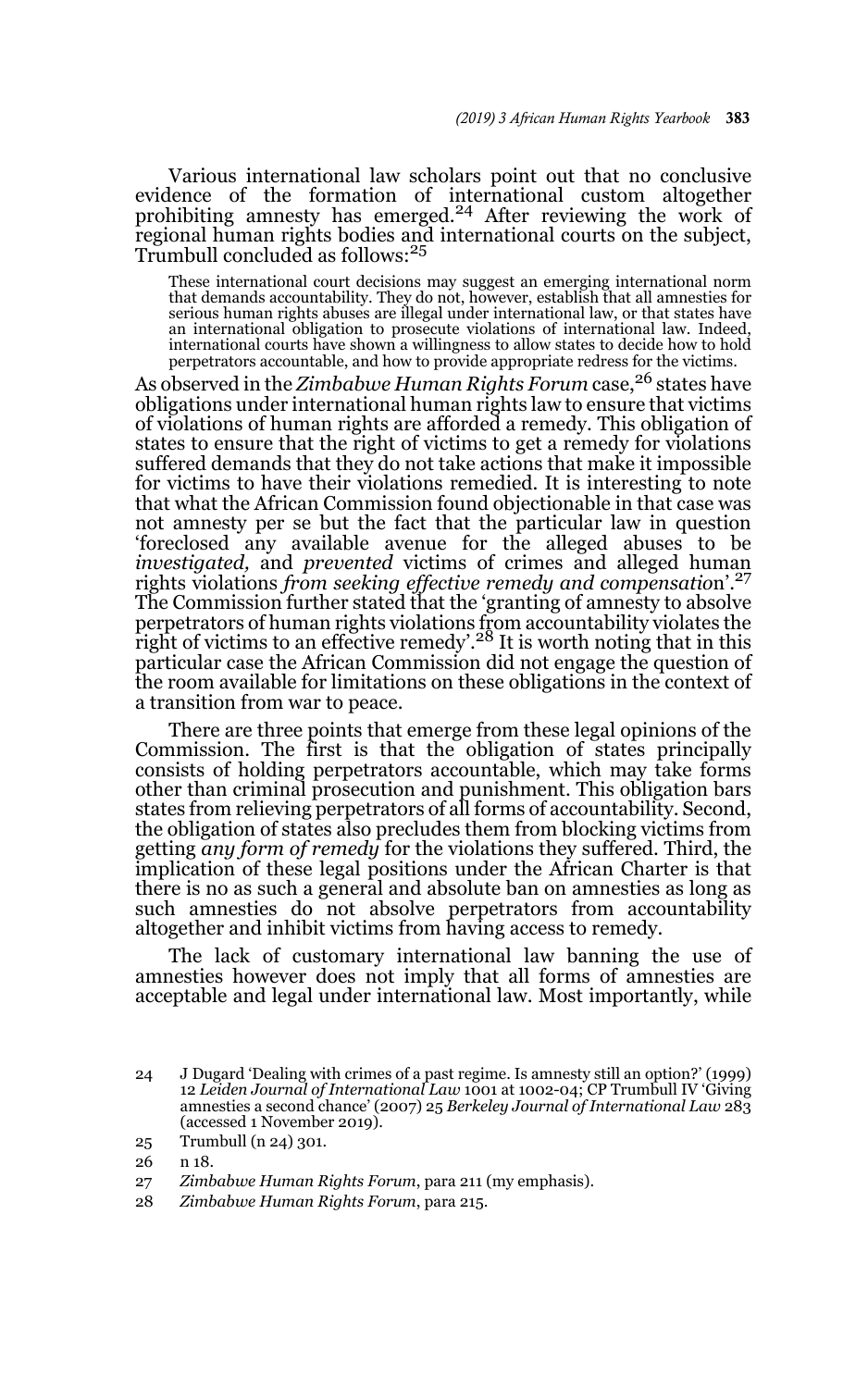Various international law scholars point out that no conclusive evidence of the formation of international custom altogether prohibiting amnesty has emerged.[24] After reviewing the work of regional human rights bodies and international courts on the subject, Trumbull concluded as follows:[25]

> These international court decisions may suggest an emerging international norm that demands accountability. They do not, however, establish that all amnesties for serious human rights abuses are illegal under international law, or that states have an international obligation to prosecute violations of international law. Indeed, international courts have shown a willingness to allow states to decide how to hold perpetrators accountable, and how to provide appropriate redress for the victims.

As observed in the *Zimbabwe Human Rights Forum* case,[26] states have obligations under international human rights law to ensure that victims of violations of human rights are afforded a remedy. This obligation of states to ensure that the right of victims to get a remedy for violations suffered demands that they do not take actions that make it impossible for victims to have their violations remedied. It is interesting to note that what the African Commission found objectionable in that case was not amnesty per se but the fact that the particular law in question 'foreclosed any available avenue for the alleged abuses to be *investigated,* and *prevented* victims of crimes and alleged human rights violations *from seeking effective remedy and compensation*'.[27] The Commission further stated that the 'granting of amnesty to absolve perpetrators of human rights violations from accountability violates the right of victims to an effective remedy'.[28] It is worth noting that in this particular case the African Commission did not engage the question of the room available for limitations on these obligations in the context of a transition from war to peace.

There are three points that emerge from these legal opinions of the Commission. The first is that the obligation of states principally consists of holding perpetrators accountable, which may take forms other than criminal prosecution and punishment. This obligation bars states from relieving perpetrators of all forms of accountability. Second, the obligation of states also precludes them from blocking victims from getting *any form of remedy* for the violations they suffered. Third, the implication of these legal positions under the African Charter is that there is no as such a general and absolute ban on amnesties as long as such amnesties do not absolve perpetrators from accountability altogether and inhibit victims from having access to remedy.

The lack of customary international law banning the use of amnesties however does not imply that all forms of amnesties are acceptable and legal under international law. Most importantly, while

---

24 J Dugard 'Dealing with crimes of a past regime. Is amnesty still an option?' (1999) 12 *Leiden Journal of International Law* 1001 at 1002-04; CP Trumbull IV 'Giving amnesties a second chance' (2007) 25 *Berkeley Journal of International Law* 283 (accessed 1 November 2019).

25 Trumbull (n 24) 301.

26 n 18.

27 *Zimbabwe Human Rights Forum*, para 211 (my emphasis).

28 *Zimbabwe Human Rights Forum*, para 215.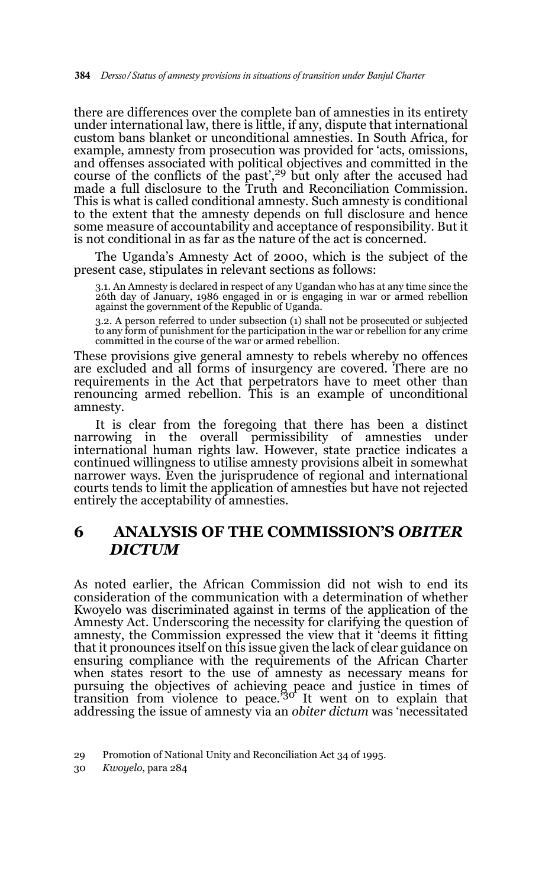there are differences over the complete ban of amnesties in its entirety under international law, there is little, if any, dispute that international custom bans blanket or unconditional amnesties. In South Africa, for example, amnesty from prosecution was provided for 'acts, omissions, and offenses associated with political objectives and committed in the course of the conflicts of the past',[29] but only after the accused had made a full disclosure to the Truth and Reconciliation Commission. This is what is called conditional amnesty. Such amnesty is conditional to the extent that the amnesty depends on full disclosure and hence some measure of accountability and acceptance of responsibility. But it is not conditional in as far as the nature of the act is concerned.

The Uganda's Amnesty Act of 2000, which is the subject of the present case, stipulates in relevant sections as follows:

> 3.1. An Amnesty is declared in respect of any Ugandan who has at any time since the 26th day of January, 1986 engaged in or is engaging in war or armed rebellion against the government of the Republic of Uganda.
>
> 3.2. A person referred to under subsection (1) shall not be prosecuted or subjected to any form of punishment for the participation in the war or rebellion for any crime committed in the course of the war or armed rebellion.

These provisions give general amnesty to rebels whereby no offences are excluded and all forms of insurgency are covered. There are no requirements in the Act that perpetrators have to meet other than renouncing armed rebellion. This is an example of unconditional amnesty.

It is clear from the foregoing that there has been a distinct narrowing in the overall permissibility of amnesties under international human rights law. However, state practice indicates a continued willingness to utilise amnesty provisions albeit in somewhat narrower ways. Even the jurisprudence of regional and international courts tends to limit the application of amnesties but have not rejected entirely the acceptability of amnesties.

## 6 ANALYSIS OF THE COMMISSION'S *OBITER DICTUM*

As noted earlier, the African Commission did not wish to end its consideration of the communication with a determination of whether Kwoyelo was discriminated against in terms of the application of the Amnesty Act. Underscoring the necessity for clarifying the question of amnesty, the Commission expressed the view that it 'deems it fitting that it pronounces itself on this issue given the lack of clear guidance on ensuring compliance with the requirements of the African Charter when states resort to the use of amnesty as necessary means for pursuing the objectives of achieving peace and justice in times of transition from violence to peace.'[30] It went on to explain that addressing the issue of amnesty via an *obiter dictum* was 'necessitated

29 Promotion of National Unity and Reconciliation Act 34 of 1995.

30 *Kwoyelo*, para 284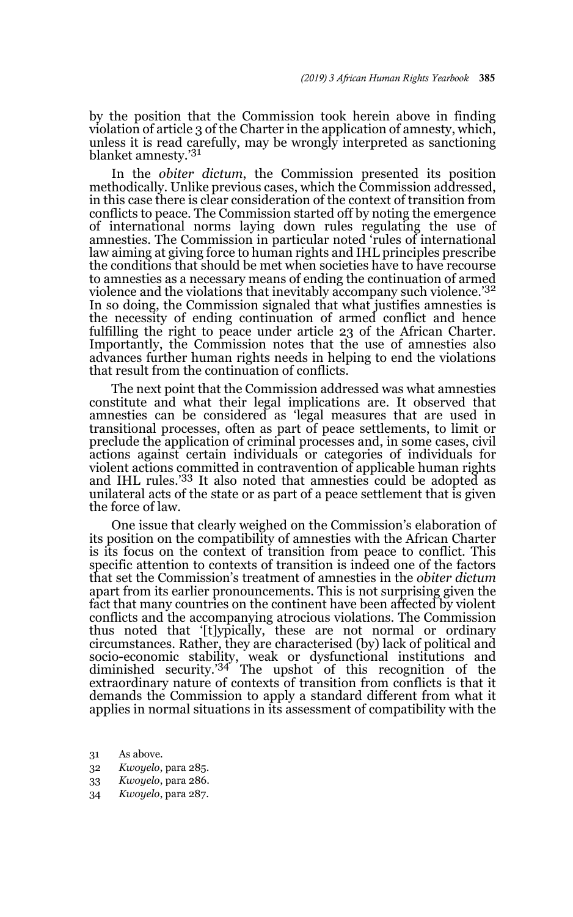by the position that the Commission took herein above in finding violation of article 3 of the Charter in the application of amnesty, which, unless it is read carefully, may be wrongly interpreted as sanctioning blanket amnesty.'[31]

In the *obiter dictum*, the Commission presented its position methodically. Unlike previous cases, which the Commission addressed, in this case there is clear consideration of the context of transition from conflicts to peace. The Commission started off by noting the emergence of international norms laying down rules regulating the use of amnesties. The Commission in particular noted 'rules of international law aiming at giving force to human rights and IHL principles prescribe the conditions that should be met when societies have to have recourse to amnesties as a necessary means of ending the continuation of armed violence and the violations that inevitably accompany such violence.'[32] In so doing, the Commission signaled that what justifies amnesties is the necessity of ending continuation of armed conflict and hence fulfilling the right to peace under article 23 of the African Charter. Importantly, the Commission notes that the use of amnesties also advances further human rights needs in helping to end the violations that result from the continuation of conflicts.

The next point that the Commission addressed was what amnesties constitute and what their legal implications are. It observed that amnesties can be considered as 'legal measures that are used in transitional processes, often as part of peace settlements, to limit or preclude the application of criminal processes and, in some cases, civil actions against certain individuals or categories of individuals for violent actions committed in contravention of applicable human rights and IHL rules.'[33] It also noted that amnesties could be adopted as unilateral acts of the state or as part of a peace settlement that is given the force of law.

One issue that clearly weighed on the Commission's elaboration of its position on the compatibility of amnesties with the African Charter is its focus on the context of transition from peace to conflict. This specific attention to contexts of transition is indeed one of the factors that set the Commission's treatment of amnesties in the *obiter dictum* apart from its earlier pronouncements. This is not surprising given the fact that many countries on the continent have been affected by violent conflicts and the accompanying atrocious violations. The Commission thus noted that '[t]ypically, these are not normal or ordinary circumstances. Rather, they are characterised (by) lack of political and socio-economic stability, weak or dysfunctional institutions and diminished security.'[34] The upshot of this recognition of the extraordinary nature of contexts of transition from conflicts is that it demands the Commission to apply a standard different from what it applies in normal situations in its assessment of compatibility with the

31 As above.
32 *Kwoyelo*, para 285.
33 *Kwoyelo*, para 286.
34 *Kwoyelo*, para 287.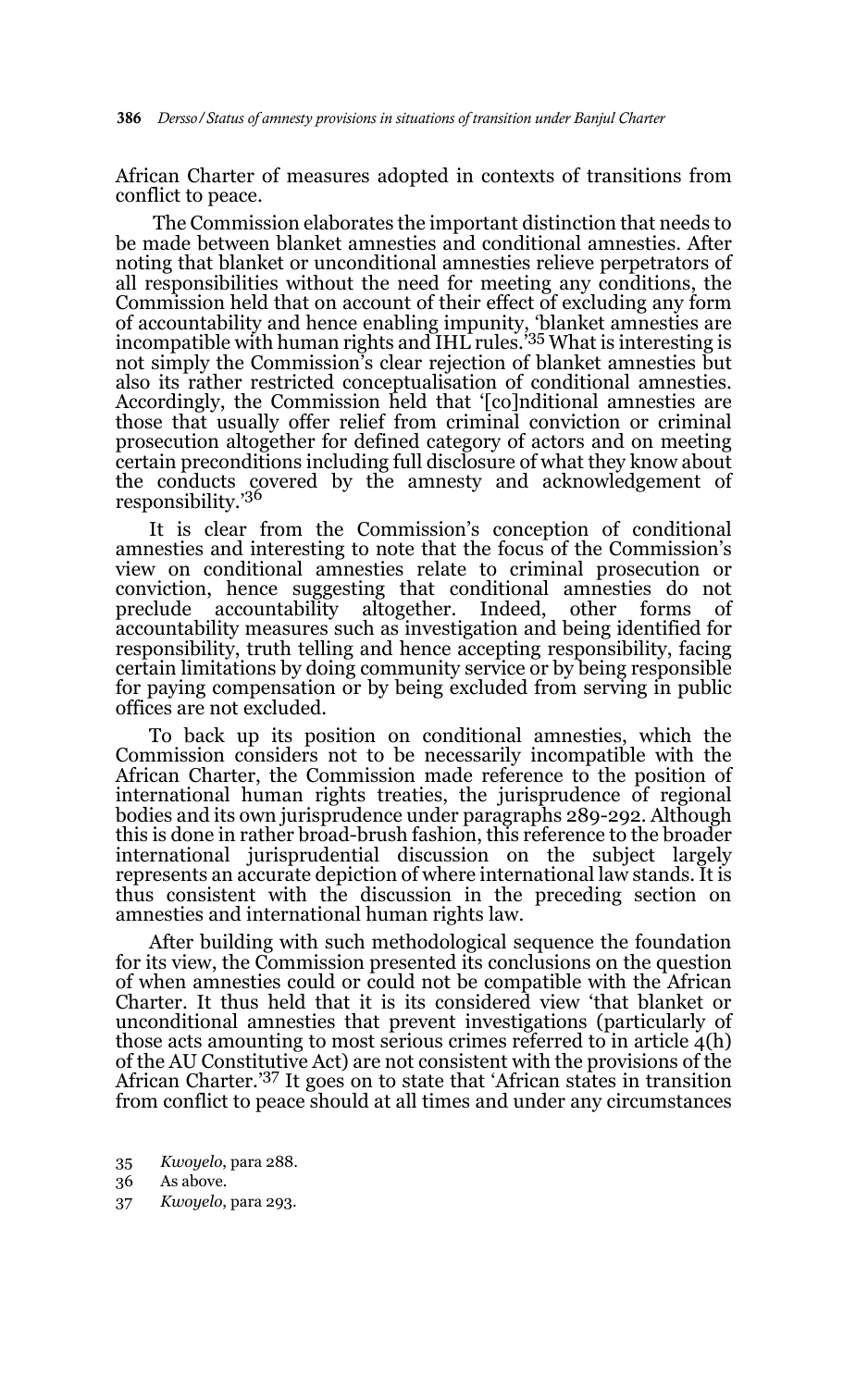African Charter of measures adopted in contexts of transitions from conflict to peace.

The Commission elaborates the important distinction that needs to be made between blanket amnesties and conditional amnesties. After noting that blanket or unconditional amnesties relieve perpetrators of all responsibilities without the need for meeting any conditions, the Commission held that on account of their effect of excluding any form of accountability and hence enabling impunity, 'blanket amnesties are incompatible with human rights and IHL rules.'[35] What is interesting is not simply the Commission's clear rejection of blanket amnesties but also its rather restricted conceptualisation of conditional amnesties. Accordingly, the Commission held that '[co]nditional amnesties are those that usually offer relief from criminal conviction or criminal prosecution altogether for defined category of actors and on meeting certain preconditions including full disclosure of what they know about the conducts covered by the amnesty and acknowledgement of responsibility.'[36]

It is clear from the Commission's conception of conditional amnesties and interesting to note that the focus of the Commission's view on conditional amnesties relate to criminal prosecution or conviction, hence suggesting that conditional amnesties do not preclude accountability altogether. Indeed, other forms of accountability measures such as investigation and being identified for responsibility, truth telling and hence accepting responsibility, facing certain limitations by doing community service or by being responsible for paying compensation or by being excluded from serving in public offices are not excluded.

To back up its position on conditional amnesties, which the Commission considers not to be necessarily incompatible with the African Charter, the Commission made reference to the position of international human rights treaties, the jurisprudence of regional bodies and its own jurisprudence under paragraphs 289-292. Although this is done in rather broad-brush fashion, this reference to the broader international jurisprudential discussion on the subject largely represents an accurate depiction of where international law stands. It is thus consistent with the discussion in the preceding section on amnesties and international human rights law.

After building with such methodological sequence the foundation for its view, the Commission presented its conclusions on the question of when amnesties could or could not be compatible with the African Charter. It thus held that it is its considered view 'that blanket or unconditional amnesties that prevent investigations (particularly of those acts amounting to most serious crimes referred to in article 4(h) of the AU Constitutive Act) are not consistent with the provisions of the African Charter.'[37] It goes on to state that 'African states in transition from conflict to peace should at all times and under any circumstances

35 *Kwoyelo*, para 288.

36 As above.

37 *Kwoyelo*, para 293.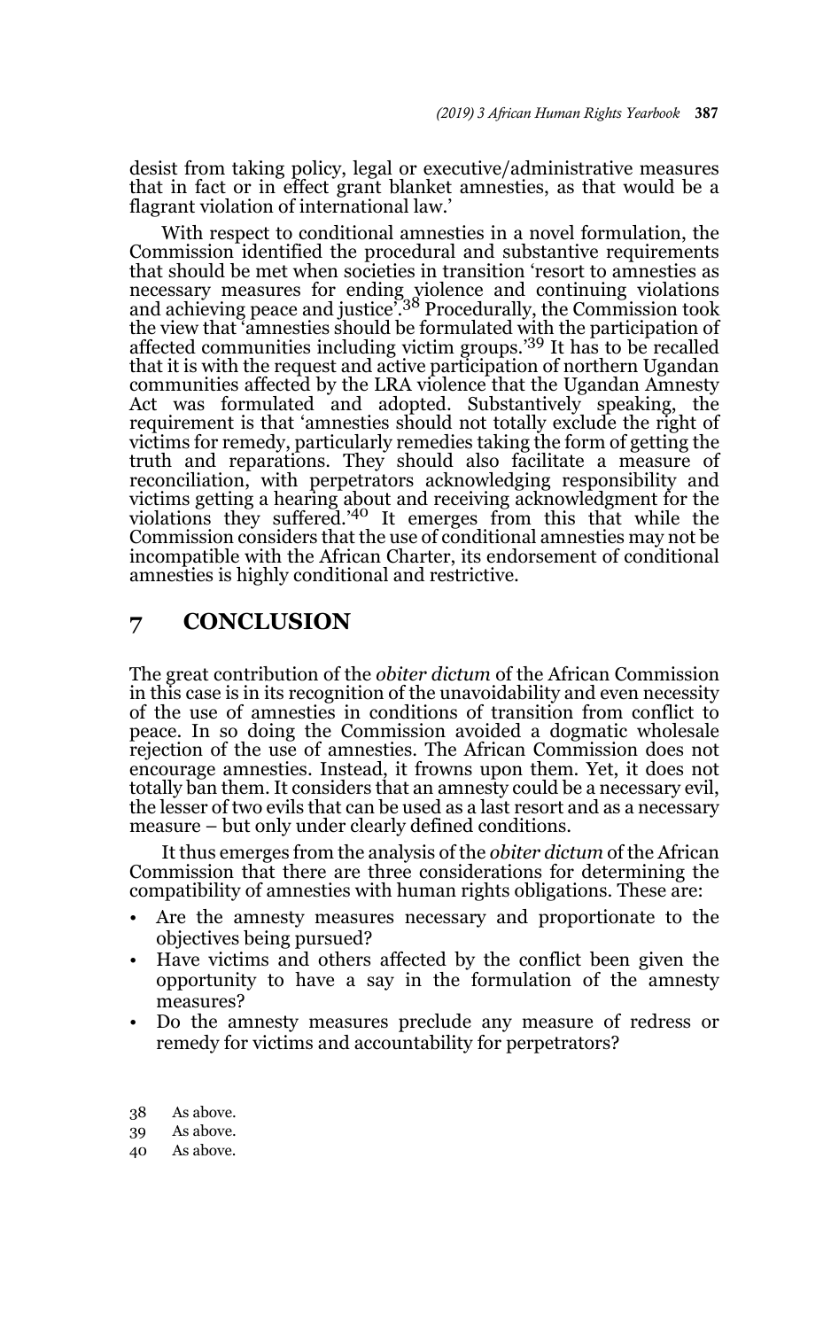desist from taking policy, legal or executive/administrative measures that in fact or in effect grant blanket amnesties, as that would be a flagrant violation of international law.'

With respect to conditional amnesties in a novel formulation, the Commission identified the procedural and substantive requirements that should be met when societies in transition 'resort to amnesties as necessary measures for ending violence and continuing violations and achieving peace and justice'.[38] Procedurally, the Commission took the view that 'amnesties should be formulated with the participation of affected communities including victim groups.'[39] It has to be recalled that it is with the request and active participation of northern Ugandan communities affected by the LRA violence that the Ugandan Amnesty Act was formulated and adopted. Substantively speaking, the requirement is that 'amnesties should not totally exclude the right of victims for remedy, particularly remedies taking the form of getting the truth and reparations. They should also facilitate a measure of reconciliation, with perpetrators acknowledging responsibility and victims getting a hearing about and receiving acknowledgment for the violations they suffered.'[40] It emerges from this that while the Commission considers that the use of conditional amnesties may not be incompatible with the African Charter, its endorsement of conditional amnesties is highly conditional and restrictive.

## 7 CONCLUSION

The great contribution of the *obiter dictum* of the African Commission in this case is in its recognition of the unavoidability and even necessity of the use of amnesties in conditions of transition from conflict to peace. In so doing the Commission avoided a dogmatic wholesale rejection of the use of amnesties. The African Commission does not encourage amnesties. Instead, it frowns upon them. Yet, it does not totally ban them. It considers that an amnesty could be a necessary evil, the lesser of two evils that can be used as a last resort and as a necessary measure – but only under clearly defined conditions.

It thus emerges from the analysis of the *obiter dictum* of the African Commission that there are three considerations for determining the compatibility of amnesties with human rights obligations. These are:

- Are the amnesty measures necessary and proportionate to the objectives being pursued?
- Have victims and others affected by the conflict been given the opportunity to have a say in the formulation of the amnesty measures?
- Do the amnesty measures preclude any measure of redress or remedy for victims and accountability for perpetrators?

38 As above.
39 As above.
40 As above.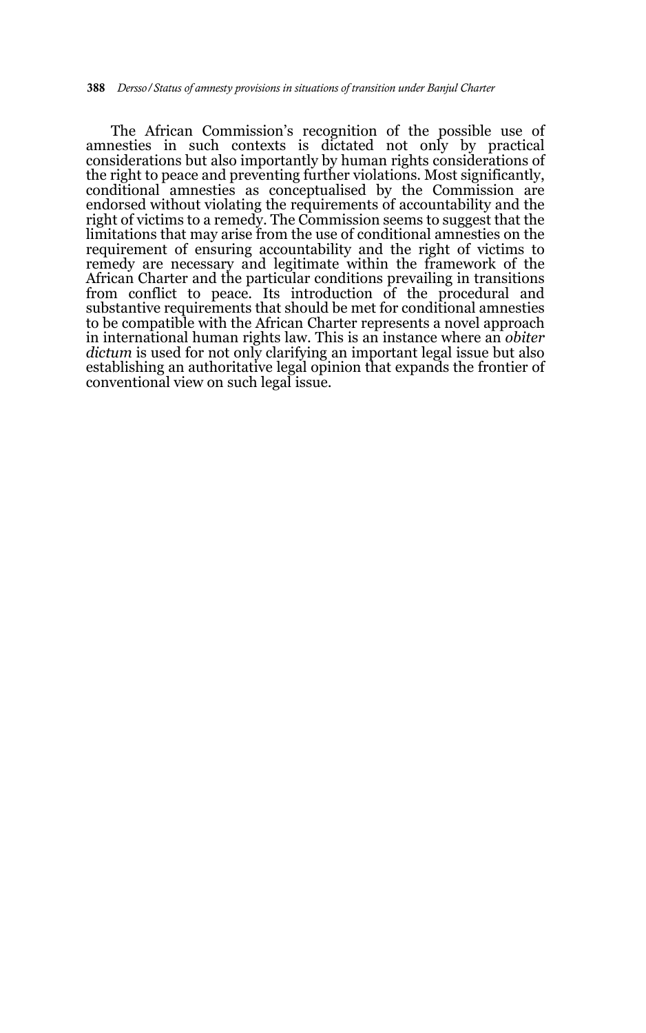The African Commission's recognition of the possible use of amnesties in such contexts is dictated not only by practical considerations but also importantly by human rights considerations of the right to peace and preventing further violations. Most significantly, conditional amnesties as conceptualised by the Commission are endorsed without violating the requirements of accountability and the right of victims to a remedy. The Commission seems to suggest that the limitations that may arise from the use of conditional amnesties on the requirement of ensuring accountability and the right of victims to remedy are necessary and legitimate within the framework of the African Charter and the particular conditions prevailing in transitions from conflict to peace. Its introduction of the procedural and substantive requirements that should be met for conditional amnesties to be compatible with the African Charter represents a novel approach in international human rights law. This is an instance where an *obiter dictum* is used for not only clarifying an important legal issue but also establishing an authoritative legal opinion that expands the frontier of conventional view on such legal issue.